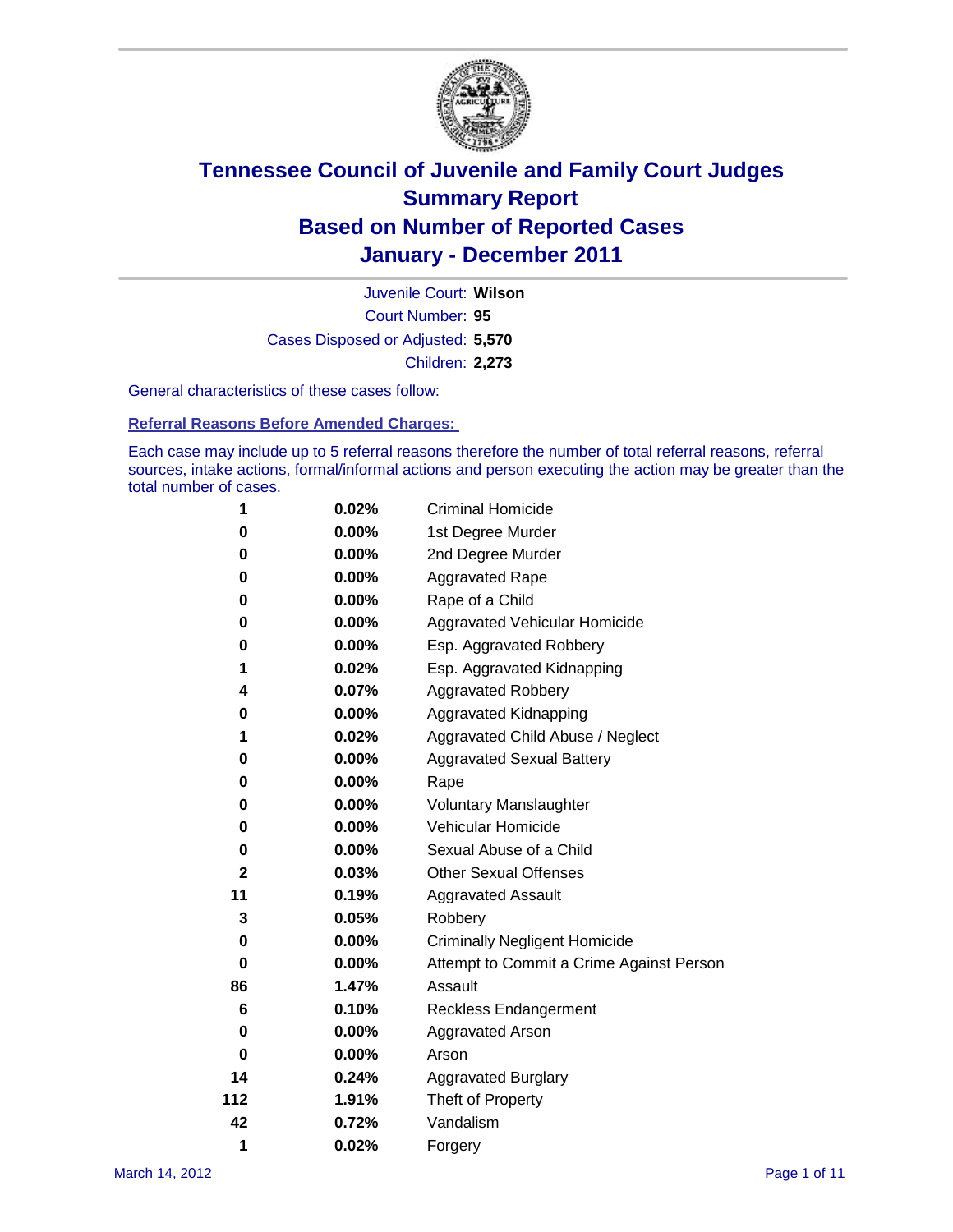# Tennessee Council of Juvenile and Family Court Judges
## Summary Report
## Based on Number of Reported Cases
## January - December 2011

Juvenile Court: **Wilson**
Court Number: **95**
Cases Disposed or Adjusted: **5,570**
Children: **2,273**

General characteristics of these cases follow:

### Referral Reasons Before Amended Charges:

Each case may include up to 5 referral reasons therefore the number of total referral reasons, referral sources, intake actions, formal/informal actions and person executing the action may be greater than the total number of cases.

| Count | Percent | Referral Reason |
|---|---|---|
| 1 | 0.02% | Criminal Homicide |
| 0 | 0.00% | 1st Degree Murder |
| 0 | 0.00% | 2nd Degree Murder |
| 0 | 0.00% | Aggravated Rape |
| 0 | 0.00% | Rape of a Child |
| 0 | 0.00% | Aggravated Vehicular Homicide |
| 0 | 0.00% | Esp. Aggravated Robbery |
| 1 | 0.02% | Esp. Aggravated Kidnapping |
| 4 | 0.07% | Aggravated Robbery |
| 0 | 0.00% | Aggravated Kidnapping |
| 1 | 0.02% | Aggravated Child Abuse / Neglect |
| 0 | 0.00% | Aggravated Sexual Battery |
| 0 | 0.00% | Rape |
| 0 | 0.00% | Voluntary Manslaughter |
| 0 | 0.00% | Vehicular Homicide |
| 0 | 0.00% | Sexual Abuse of a Child |
| 2 | 0.03% | Other Sexual Offenses |
| 11 | 0.19% | Aggravated Assault |
| 3 | 0.05% | Robbery |
| 0 | 0.00% | Criminally Negligent Homicide |
| 0 | 0.00% | Attempt to Commit a Crime Against Person |
| 86 | 1.47% | Assault |
| 6 | 0.10% | Reckless Endangerment |
| 0 | 0.00% | Aggravated Arson |
| 0 | 0.00% | Arson |
| 14 | 0.24% | Aggravated Burglary |
| 112 | 1.91% | Theft of Property |
| 42 | 0.72% | Vandalism |
| 1 | 0.02% | Forgery |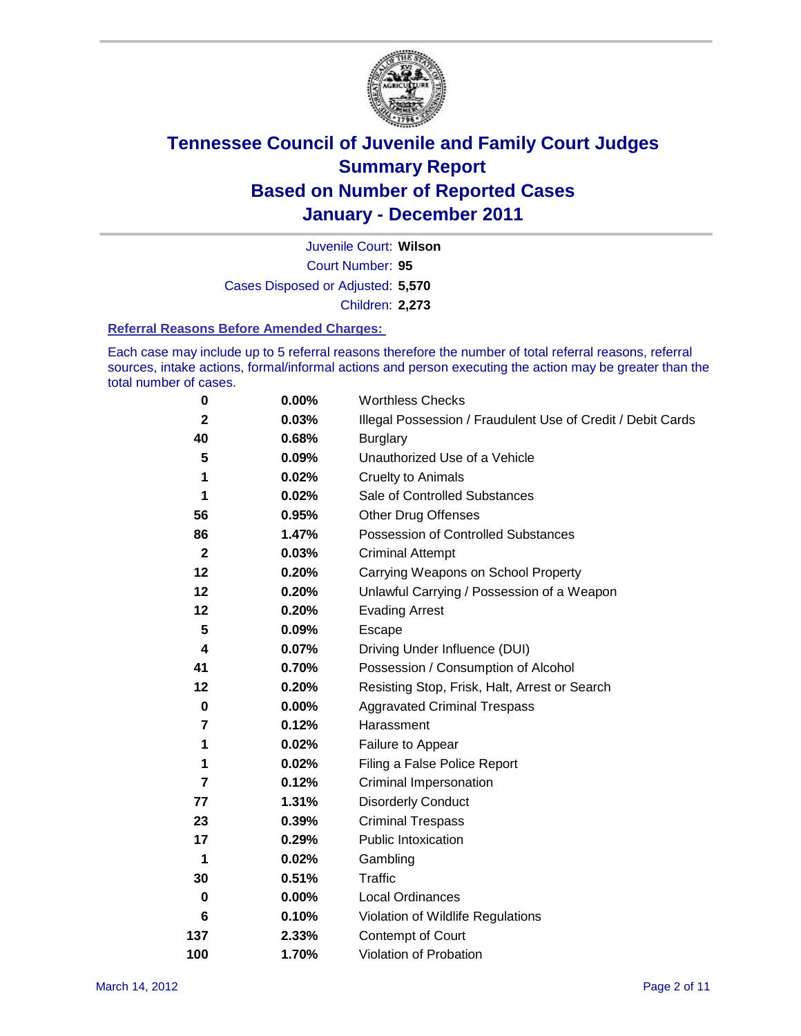# Tennessee Council of Juvenile and Family Court Judges
## Summary Report
## Based on Number of Reported Cases
## January - December 2011

Juvenile Court: **Wilson**

Court Number: **95**

Cases Disposed or Adjusted: **5,570**

Children: **2,273**

### Referral Reasons Before Amended Charges:

Each case may include up to 5 referral reasons therefore the number of total referral reasons, referral sources, intake actions, formal/informal actions and person executing the action may be greater than the total number of cases.

| | | |
|---|---|---|
| 0 | 0.00% | Worthless Checks |
| 2 | 0.03% | Illegal Possession / Fraudulent Use of Credit / Debit Cards |
| 40 | 0.68% | Burglary |
| 5 | 0.09% | Unauthorized Use of a Vehicle |
| 1 | 0.02% | Cruelty to Animals |
| 1 | 0.02% | Sale of Controlled Substances |
| 56 | 0.95% | Other Drug Offenses |
| 86 | 1.47% | Possession of Controlled Substances |
| 2 | 0.03% | Criminal Attempt |
| 12 | 0.20% | Carrying Weapons on School Property |
| 12 | 0.20% | Unlawful Carrying / Possession of a Weapon |
| 12 | 0.20% | Evading Arrest |
| 5 | 0.09% | Escape |
| 4 | 0.07% | Driving Under Influence (DUI) |
| 41 | 0.70% | Possession / Consumption of Alcohol |
| 12 | 0.20% | Resisting Stop, Frisk, Halt, Arrest or Search |
| 0 | 0.00% | Aggravated Criminal Trespass |
| 7 | 0.12% | Harassment |
| 1 | 0.02% | Failure to Appear |
| 1 | 0.02% | Filing a False Police Report |
| 7 | 0.12% | Criminal Impersonation |
| 77 | 1.31% | Disorderly Conduct |
| 23 | 0.39% | Criminal Trespass |
| 17 | 0.29% | Public Intoxication |
| 1 | 0.02% | Gambling |
| 30 | 0.51% | Traffic |
| 0 | 0.00% | Local Ordinances |
| 6 | 0.10% | Violation of Wildlife Regulations |
| 137 | 2.33% | Contempt of Court |
| 100 | 1.70% | Violation of Probation |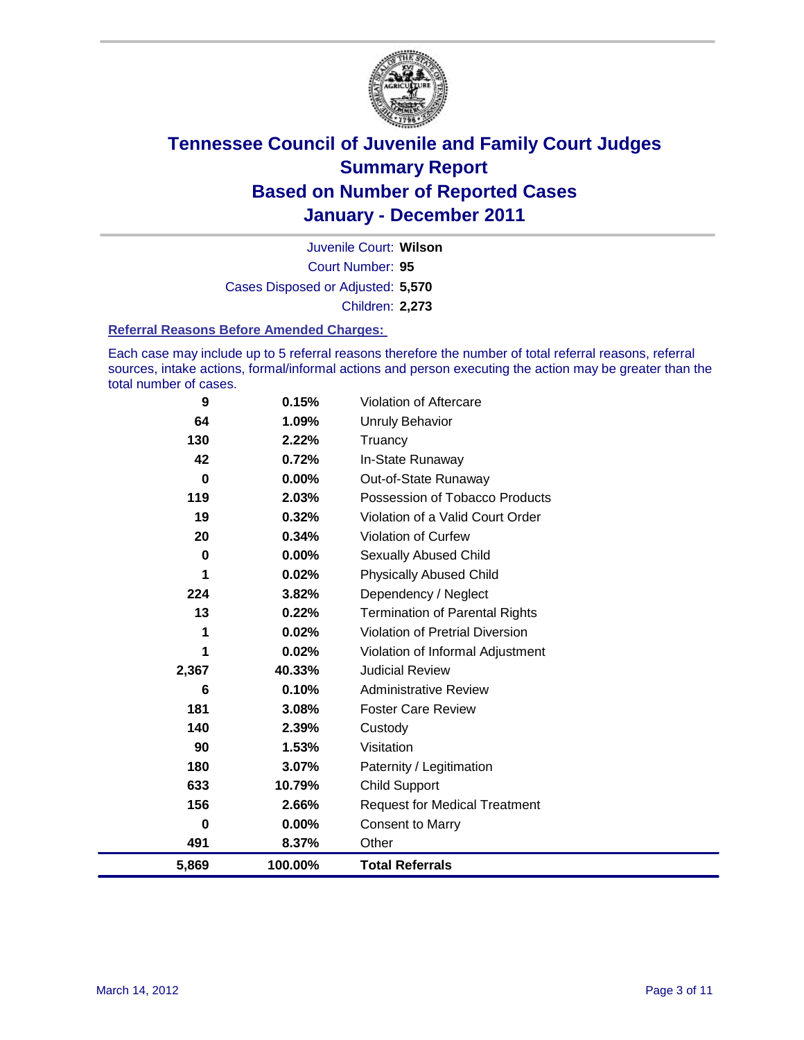# Tennessee Council of Juvenile and Family Court Judges
## Summary Report
## Based on Number of Reported Cases
## January - December 2011

Juvenile Court: **Wilson**
Court Number: **95**
Cases Disposed or Adjusted: **5,570**
Children: **2,273**

### Referral Reasons Before Amended Charges:

Each case may include up to 5 referral reasons therefore the number of total referral reasons, referral sources, intake actions, formal/informal actions and person executing the action may be greater than the total number of cases.

| Count | Percent | Referral Reason |
|---|---|---|
| 9 | 0.15% | Violation of Aftercare |
| 64 | 1.09% | Unruly Behavior |
| 130 | 2.22% | Truancy |
| 42 | 0.72% | In-State Runaway |
| 0 | 0.00% | Out-of-State Runaway |
| 119 | 2.03% | Possession of Tobacco Products |
| 19 | 0.32% | Violation of a Valid Court Order |
| 20 | 0.34% | Violation of Curfew |
| 0 | 0.00% | Sexually Abused Child |
| 1 | 0.02% | Physically Abused Child |
| 224 | 3.82% | Dependency / Neglect |
| 13 | 0.22% | Termination of Parental Rights |
| 1 | 0.02% | Violation of Pretrial Diversion |
| 1 | 0.02% | Violation of Informal Adjustment |
| 2,367 | 40.33% | Judicial Review |
| 6 | 0.10% | Administrative Review |
| 181 | 3.08% | Foster Care Review |
| 140 | 2.39% | Custody |
| 90 | 1.53% | Visitation |
| 180 | 3.07% | Paternity / Legitimation |
| 633 | 10.79% | Child Support |
| 156 | 2.66% | Request for Medical Treatment |
| 0 | 0.00% | Consent to Marry |
| 491 | 8.37% | Other |
| **5,869** | **100.00%** | **Total Referrals** |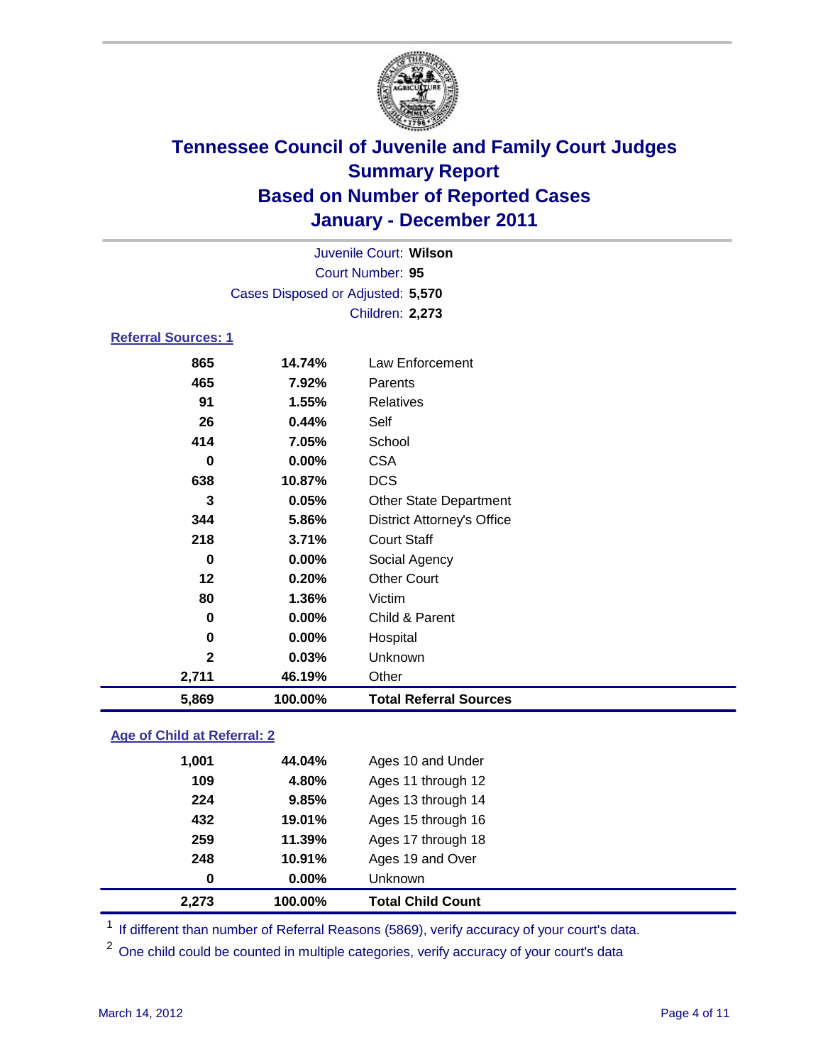# Tennessee Council of Juvenile and Family Court Judges
## Summary Report
## Based on Number of Reported Cases
## January - December 2011

Juvenile Court: **Wilson**
Court Number: **95**
Cases Disposed or Adjusted: **5,570**
Children: **2,273**

### Referral Sources: 1

| Count | Percent | Source |
|---|---|---|
| 865 | 14.74% | Law Enforcement |
| 465 | 7.92% | Parents |
| 91 | 1.55% | Relatives |
| 26 | 0.44% | Self |
| 414 | 7.05% | School |
| 0 | 0.00% | CSA |
| 638 | 10.87% | DCS |
| 3 | 0.05% | Other State Department |
| 344 | 5.86% | District Attorney's Office |
| 218 | 3.71% | Court Staff |
| 0 | 0.00% | Social Agency |
| 12 | 0.20% | Other Court |
| 80 | 1.36% | Victim |
| 0 | 0.00% | Child & Parent |
| 0 | 0.00% | Hospital |
| 2 | 0.03% | Unknown |
| 2,711 | 46.19% | Other |
| **5,869** | **100.00%** | **Total Referral Sources** |

### Age of Child at Referral: 2

| Count | Percent | Age |
|---|---|---|
| 1,001 | 44.04% | Ages 10 and Under |
| 109 | 4.80% | Ages 11 through 12 |
| 224 | 9.85% | Ages 13 through 14 |
| 432 | 19.01% | Ages 15 through 16 |
| 259 | 11.39% | Ages 17 through 18 |
| 248 | 10.91% | Ages 19 and Over |
| 0 | 0.00% | Unknown |
| **2,273** | **100.00%** | **Total Child Count** |

[1] If different than number of Referral Reasons (5869), verify accuracy of your court's data.

[2] One child could be counted in multiple categories, verify accuracy of your court's data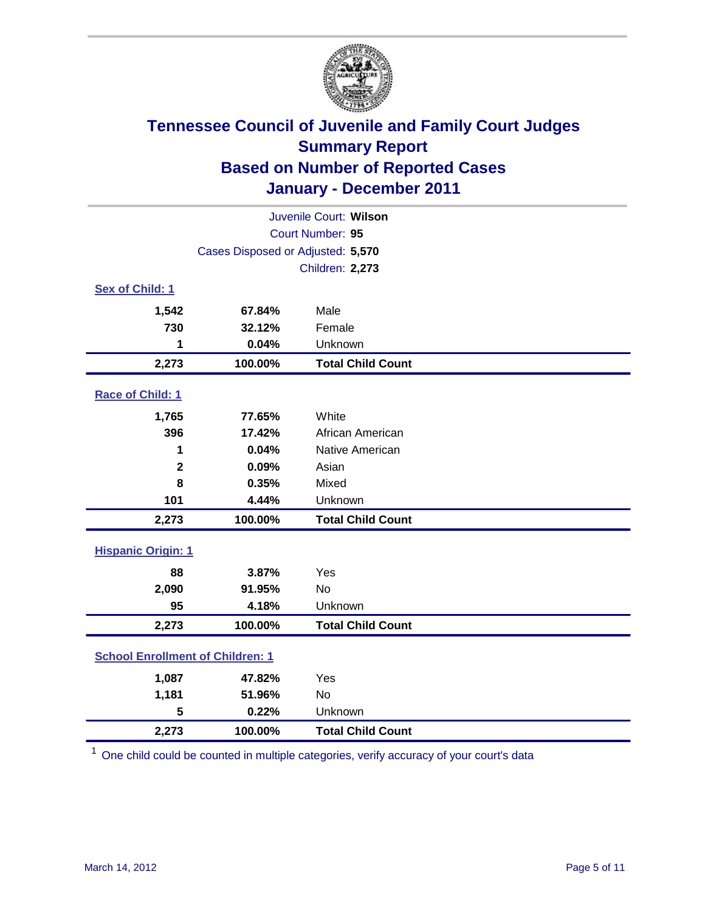# Tennessee Council of Juvenile and Family Court Judges
## Summary Report
## Based on Number of Reported Cases
## January - December 2011

Juvenile Court: **Wilson**
Court Number: **95**
Cases Disposed or Adjusted: **5,570**
Children: **2,273**

### Sex of Child: 1

| | | |
|---|---|---|
| **1,542** | **67.84%** | Male |
| **730** | **32.12%** | Female |
| **1** | **0.04%** | Unknown |
| **2,273** | **100.00%** | **Total Child Count** |

### Race of Child: 1

| | | |
|---|---|---|
| **1,765** | **77.65%** | White |
| **396** | **17.42%** | African American |
| **1** | **0.04%** | Native American |
| **2** | **0.09%** | Asian |
| **8** | **0.35%** | Mixed |
| **101** | **4.44%** | Unknown |
| **2,273** | **100.00%** | **Total Child Count** |

### Hispanic Origin: 1

| | | |
|---|---|---|
| **88** | **3.87%** | Yes |
| **2,090** | **91.95%** | No |
| **95** | **4.18%** | Unknown |
| **2,273** | **100.00%** | **Total Child Count** |

### School Enrollment of Children: 1

| | | |
|---|---|---|
| **1,087** | **47.82%** | Yes |
| **1,181** | **51.96%** | No |
| **5** | **0.22%** | Unknown |
| **2,273** | **100.00%** | **Total Child Count** |

[1] One child could be counted in multiple categories, verify accuracy of your court's data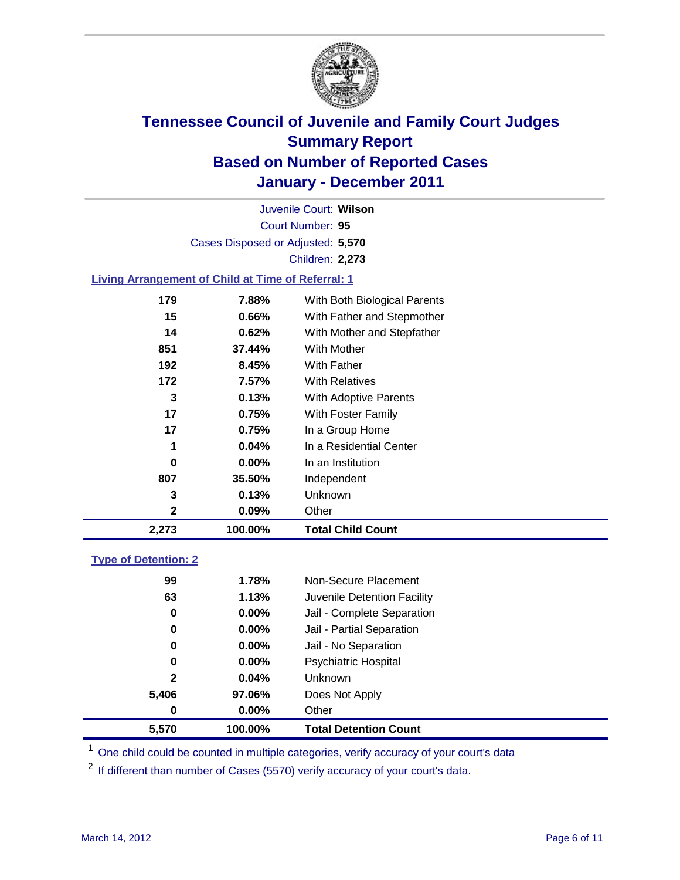# Tennessee Council of Juvenile and Family Court Judges
## Summary Report
## Based on Number of Reported Cases
## January - December 2011

Juvenile Court: **Wilson**

Court Number: **95**

Cases Disposed or Adjusted: **5,570**

Children: **2,273**

### Living Arrangement of Child at Time of Referral: 1

| Count | Percent | Category |
|---|---|---|
| 179 | 7.88% | With Both Biological Parents |
| 15 | 0.66% | With Father and Stepmother |
| 14 | 0.62% | With Mother and Stepfather |
| 851 | 37.44% | With Mother |
| 192 | 8.45% | With Father |
| 172 | 7.57% | With Relatives |
| 3 | 0.13% | With Adoptive Parents |
| 17 | 0.75% | With Foster Family |
| 17 | 0.75% | In a Group Home |
| 1 | 0.04% | In a Residential Center |
| 0 | 0.00% | In an Institution |
| 807 | 35.50% | Independent |
| 3 | 0.13% | Unknown |
| 2 | 0.09% | Other |
| **2,273** | **100.00%** | **Total Child Count** |

### Type of Detention: 2

| Count | Percent | Category |
|---|---|---|
| 99 | 1.78% | Non-Secure Placement |
| 63 | 1.13% | Juvenile Detention Facility |
| 0 | 0.00% | Jail - Complete Separation |
| 0 | 0.00% | Jail - Partial Separation |
| 0 | 0.00% | Jail - No Separation |
| 0 | 0.00% | Psychiatric Hospital |
| 2 | 0.04% | Unknown |
| 5,406 | 97.06% | Does Not Apply |
| 0 | 0.00% | Other |
| **5,570** | **100.00%** | **Total Detention Count** |

[1] One child could be counted in multiple categories, verify accuracy of your court's data

[2] If different than number of Cases (5570) verify accuracy of your court's data.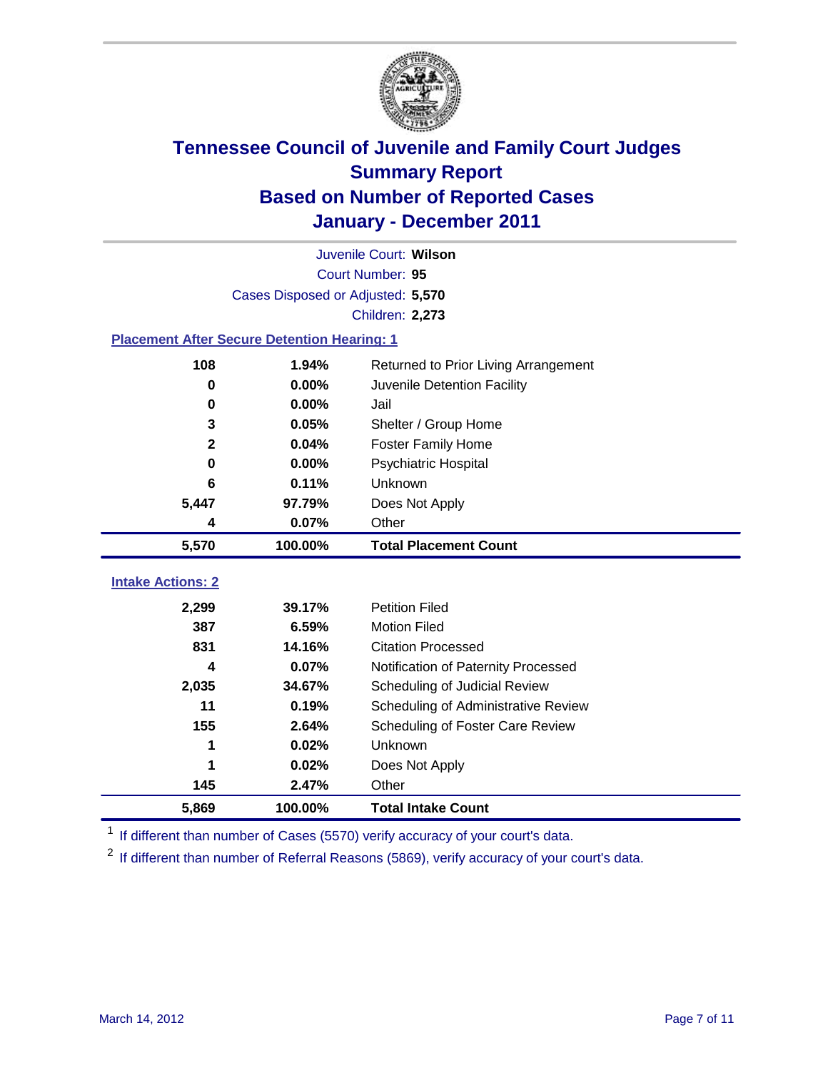# Tennessee Council of Juvenile and Family Court Judges
## Summary Report
## Based on Number of Reported Cases
## January - December 2011

Juvenile Court: **Wilson**

Court Number: **95**

Cases Disposed or Adjusted: **5,570**

Children: **2,273**

### Placement After Secure Detention Hearing: 1

| Count | Percent | Placement |
|---|---|---|
| 108 | 1.94% | Returned to Prior Living Arrangement |
| 0 | 0.00% | Juvenile Detention Facility |
| 0 | 0.00% | Jail |
| 3 | 0.05% | Shelter / Group Home |
| 2 | 0.04% | Foster Family Home |
| 0 | 0.00% | Psychiatric Hospital |
| 6 | 0.11% | Unknown |
| 5,447 | 97.79% | Does Not Apply |
| 4 | 0.07% | Other |
| **5,570** | **100.00%** | **Total Placement Count** |

### Intake Actions: 2

| Count | Percent | Intake Action |
|---|---|---|
| 2,299 | 39.17% | Petition Filed |
| 387 | 6.59% | Motion Filed |
| 831 | 14.16% | Citation Processed |
| 4 | 0.07% | Notification of Paternity Processed |
| 2,035 | 34.67% | Scheduling of Judicial Review |
| 11 | 0.19% | Scheduling of Administrative Review |
| 155 | 2.64% | Scheduling of Foster Care Review |
| 1 | 0.02% | Unknown |
| 1 | 0.02% | Does Not Apply |
| 145 | 2.47% | Other |
| **5,869** | **100.00%** | **Total Intake Count** |

[1] If different than number of Cases (5570) verify accuracy of your court's data.

[2] If different than number of Referral Reasons (5869), verify accuracy of your court's data.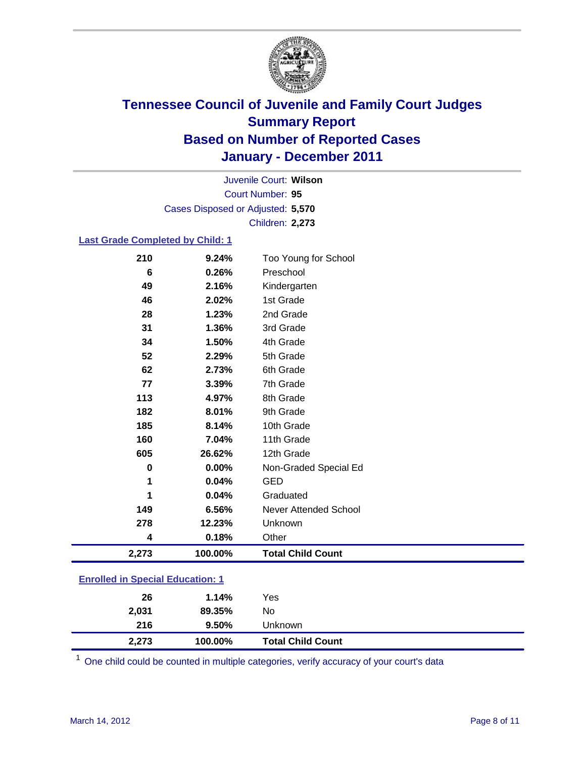# Tennessee Council of Juvenile and Family Court Judges
## Summary Report
## Based on Number of Reported Cases
## January - December 2011

Juvenile Court: **Wilson**
Court Number: **95**
Cases Disposed or Adjusted: **5,570**
Children: **2,273**

### Last Grade Completed by Child: 1

| | | |
|---|---|---|
| 210 | 9.24% | Too Young for School |
| 6 | 0.26% | Preschool |
| 49 | 2.16% | Kindergarten |
| 46 | 2.02% | 1st Grade |
| 28 | 1.23% | 2nd Grade |
| 31 | 1.36% | 3rd Grade |
| 34 | 1.50% | 4th Grade |
| 52 | 2.29% | 5th Grade |
| 62 | 2.73% | 6th Grade |
| 77 | 3.39% | 7th Grade |
| 113 | 4.97% | 8th Grade |
| 182 | 8.01% | 9th Grade |
| 185 | 8.14% | 10th Grade |
| 160 | 7.04% | 11th Grade |
| 605 | 26.62% | 12th Grade |
| 0 | 0.00% | Non-Graded Special Ed |
| 1 | 0.04% | GED |
| 1 | 0.04% | Graduated |
| 149 | 6.56% | Never Attended School |
| 278 | 12.23% | Unknown |
| 4 | 0.18% | Other |
| **2,273** | **100.00%** | **Total Child Count** |

### Enrolled in Special Education: 1

| | | |
|---|---|---|
| 26 | 1.14% | Yes |
| 2,031 | 89.35% | No |
| 216 | 9.50% | Unknown |
| **2,273** | **100.00%** | **Total Child Count** |

[1] One child could be counted in multiple categories, verify accuracy of your court's data

March 14, 2012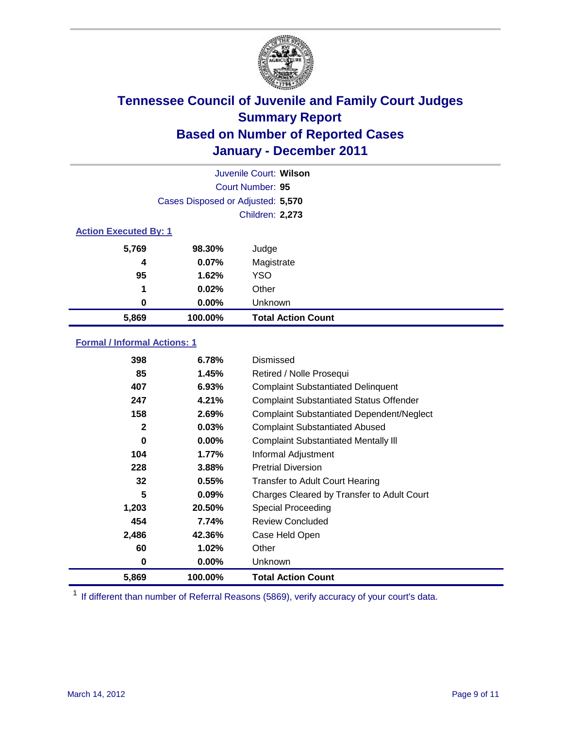# Tennessee Council of Juvenile and Family Court Judges
## Summary Report
## Based on Number of Reported Cases
## January - December 2011

Juvenile Court: **Wilson**

Court Number: **95**

Cases Disposed or Adjusted: **5,570**

Children: **2,273**

### Action Executed By: 1

| Count | Percent | Action |
|---|---|---|
| 5,769 | 98.30% | Judge |
| 4 | 0.07% | Magistrate |
| 95 | 1.62% | YSO |
| 1 | 0.02% | Other |
| 0 | 0.00% | Unknown |
| **5,869** | **100.00%** | **Total Action Count** |

### Formal / Informal Actions: 1

| Count | Percent | Action |
|---|---|---|
| 398 | 6.78% | Dismissed |
| 85 | 1.45% | Retired / Nolle Prosequi |
| 407 | 6.93% | Complaint Substantiated Delinquent |
| 247 | 4.21% | Complaint Substantiated Status Offender |
| 158 | 2.69% | Complaint Substantiated Dependent/Neglect |
| 2 | 0.03% | Complaint Substantiated Abused |
| 0 | 0.00% | Complaint Substantiated Mentally Ill |
| 104 | 1.77% | Informal Adjustment |
| 228 | 3.88% | Pretrial Diversion |
| 32 | 0.55% | Transfer to Adult Court Hearing |
| 5 | 0.09% | Charges Cleared by Transfer to Adult Court |
| 1,203 | 20.50% | Special Proceeding |
| 454 | 7.74% | Review Concluded |
| 2,486 | 42.36% | Case Held Open |
| 60 | 1.02% | Other |
| 0 | 0.00% | Unknown |
| **5,869** | **100.00%** | **Total Action Count** |

[1] If different than number of Referral Reasons (5869), verify accuracy of your court's data.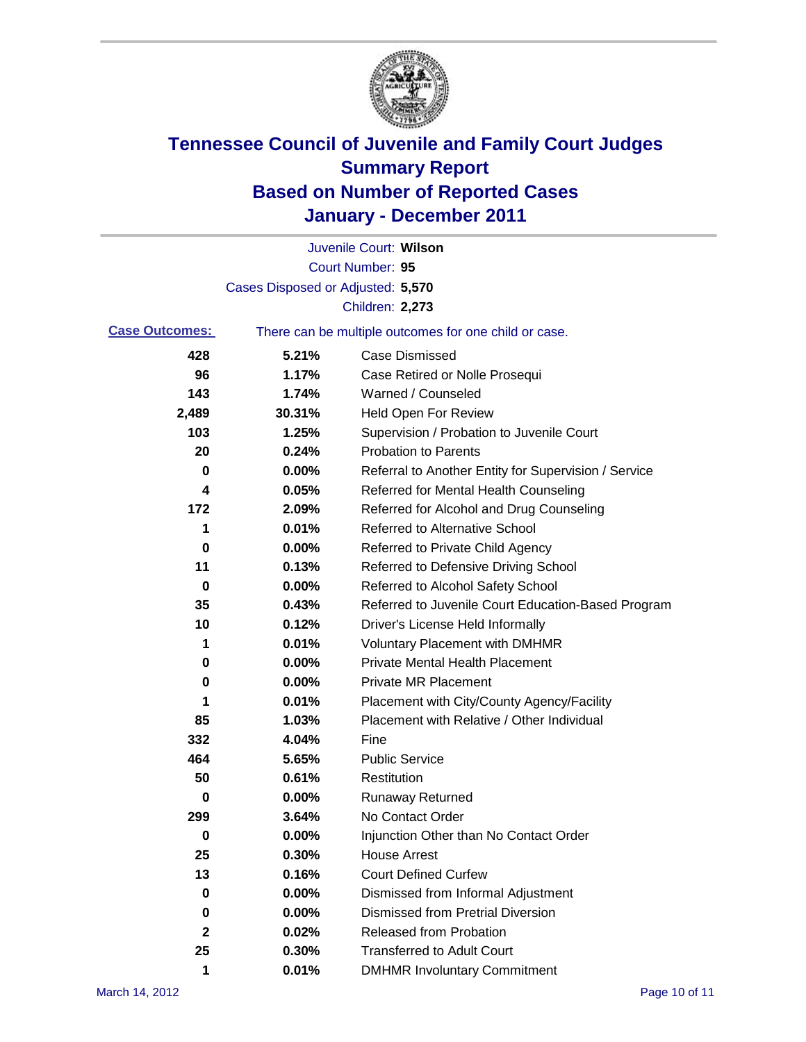# Tennessee Council of Juvenile and Family Court Judges
# Summary Report
# Based on Number of Reported Cases
# January - December 2011

Juvenile Court: **Wilson**
Court Number: **95**
Cases Disposed or Adjusted: **5,570**
Children: **2,273**

**Case Outcomes:** There can be multiple outcomes for one child or case.

| Count | Percent | Outcome |
|---|---|---|
| 428 | 5.21% | Case Dismissed |
| 96 | 1.17% | Case Retired or Nolle Prosequi |
| 143 | 1.74% | Warned / Counseled |
| 2,489 | 30.31% | Held Open For Review |
| 103 | 1.25% | Supervision / Probation to Juvenile Court |
| 20 | 0.24% | Probation to Parents |
| 0 | 0.00% | Referral to Another Entity for Supervision / Service |
| 4 | 0.05% | Referred for Mental Health Counseling |
| 172 | 2.09% | Referred for Alcohol and Drug Counseling |
| 1 | 0.01% | Referred to Alternative School |
| 0 | 0.00% | Referred to Private Child Agency |
| 11 | 0.13% | Referred to Defensive Driving School |
| 0 | 0.00% | Referred to Alcohol Safety School |
| 35 | 0.43% | Referred to Juvenile Court Education-Based Program |
| 10 | 0.12% | Driver's License Held Informally |
| 1 | 0.01% | Voluntary Placement with DMHMR |
| 0 | 0.00% | Private Mental Health Placement |
| 0 | 0.00% | Private MR Placement |
| 1 | 0.01% | Placement with City/County Agency/Facility |
| 85 | 1.03% | Placement with Relative / Other Individual |
| 332 | 4.04% | Fine |
| 464 | 5.65% | Public Service |
| 50 | 0.61% | Restitution |
| 0 | 0.00% | Runaway Returned |
| 299 | 3.64% | No Contact Order |
| 0 | 0.00% | Injunction Other than No Contact Order |
| 25 | 0.30% | House Arrest |
| 13 | 0.16% | Court Defined Curfew |
| 0 | 0.00% | Dismissed from Informal Adjustment |
| 0 | 0.00% | Dismissed from Pretrial Diversion |
| 2 | 0.02% | Released from Probation |
| 25 | 0.30% | Transferred to Adult Court |
| 1 | 0.01% | DMHMR Involuntary Commitment |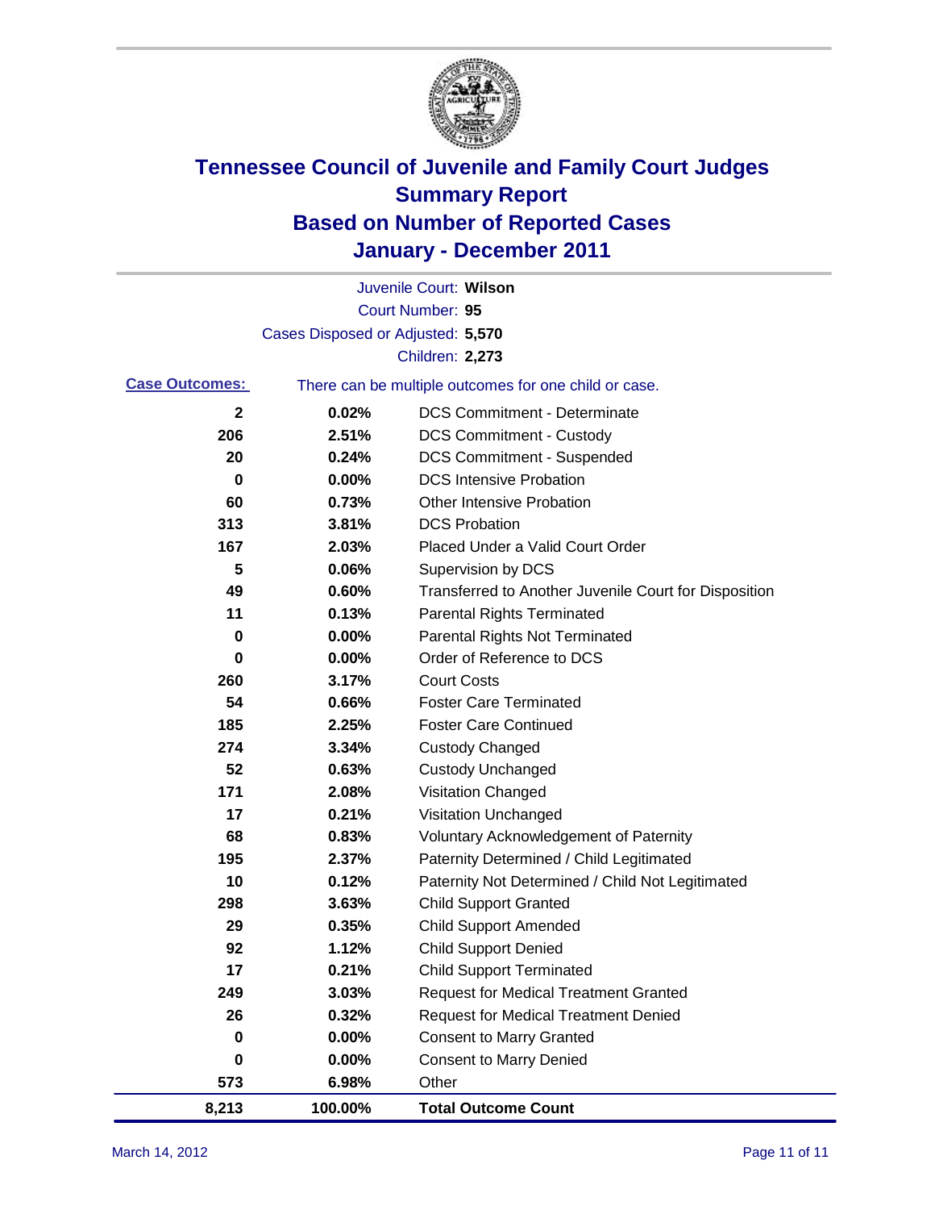# Tennessee Council of Juvenile and Family Court Judges
## Summary Report
## Based on Number of Reported Cases
## January - December 2011

Juvenile Court: **Wilson**
Court Number: **95**
Cases Disposed or Adjusted: **5,570**
Children: **2,273**

**Case Outcomes:** There can be multiple outcomes for one child or case.

| | | |
|---|---|---|
| 2 | 0.02% | DCS Commitment - Determinate |
| 206 | 2.51% | DCS Commitment - Custody |
| 20 | 0.24% | DCS Commitment - Suspended |
| 0 | 0.00% | DCS Intensive Probation |
| 60 | 0.73% | Other Intensive Probation |
| 313 | 3.81% | DCS Probation |
| 167 | 2.03% | Placed Under a Valid Court Order |
| 5 | 0.06% | Supervision by DCS |
| 49 | 0.60% | Transferred to Another Juvenile Court for Disposition |
| 11 | 0.13% | Parental Rights Terminated |
| 0 | 0.00% | Parental Rights Not Terminated |
| 0 | 0.00% | Order of Reference to DCS |
| 260 | 3.17% | Court Costs |
| 54 | 0.66% | Foster Care Terminated |
| 185 | 2.25% | Foster Care Continued |
| 274 | 3.34% | Custody Changed |
| 52 | 0.63% | Custody Unchanged |
| 171 | 2.08% | Visitation Changed |
| 17 | 0.21% | Visitation Unchanged |
| 68 | 0.83% | Voluntary Acknowledgement of Paternity |
| 195 | 2.37% | Paternity Determined / Child Legitimated |
| 10 | 0.12% | Paternity Not Determined / Child Not Legitimated |
| 298 | 3.63% | Child Support Granted |
| 29 | 0.35% | Child Support Amended |
| 92 | 1.12% | Child Support Denied |
| 17 | 0.21% | Child Support Terminated |
| 249 | 3.03% | Request for Medical Treatment Granted |
| 26 | 0.32% | Request for Medical Treatment Denied |
| 0 | 0.00% | Consent to Marry Granted |
| 0 | 0.00% | Consent to Marry Denied |
| 573 | 6.98% | Other |
| **8,213** | **100.00%** | **Total Outcome Count** |